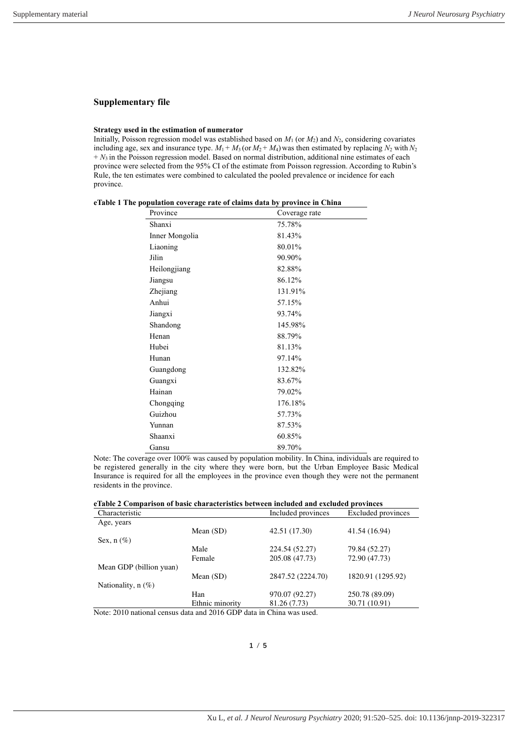## Supplementary file

### Strategy used in the estimation of numerator

Initially, Poisson regression model was established based on $M_1$ (or $M_2$) and $N_2$, considering covariates including age, sex and insurance type. $M_1 + M_3$ (or $M_2 + M_4$) was then estimated by replacing $N_2$ with $N_2 + N_3$ in the Poisson regression model. Based on normal distribution, additional nine estimates of each province were selected from the 95% CI of the estimate from Poisson regression. According to Rubin's Rule, the ten estimates were combined to calculated the pooled prevalence or incidence for each province.

**eTable 1 The population coverage rate of claims data by province in China**

| Province | Coverage rate |
|---|---|
| Shanxi | 75.78% |
| Inner Mongolia | 81.43% |
| Liaoning | 80.01% |
| Jilin | 90.90% |
| Heilongjiang | 82.88% |
| Jiangsu | 86.12% |
| Zhejiang | 131.91% |
| Anhui | 57.15% |
| Jiangxi | 93.74% |
| Shandong | 145.98% |
| Henan | 88.79% |
| Hubei | 81.13% |
| Hunan | 97.14% |
| Guangdong | 132.82% |
| Guangxi | 83.67% |
| Hainan | 79.02% |
| Chongqing | 176.18% |
| Guizhou | 57.73% |
| Yunnan | 87.53% |
| Shaanxi | 60.85% |
| Gansu | 89.70% |

Note: The coverage over 100% was caused by population mobility. In China, individuals are required to be registered generally in the city where they were born, but the Urban Employee Basic Medical Insurance is required for all the employees in the province even though they were not the permanent residents in the province.

**eTable 2 Comparison of basic characteristics between included and excluded provinces**

| Characteristic | | Included provinces | Excluded provinces |
|---|---|---|---|
| Age, years | | | |
| | Mean (SD) | 42.51 (17.30) | 41.54 (16.94) |
| Sex, n (%) | | | |
| | Male | 224.54 (52.27) | 79.84 (52.27) |
| | Female | 205.08 (47.73) | 72.90 (47.73) |
| Mean GDP (billion yuan) | | | |
| | Mean (SD) | 2847.52 (2224.70) | 1820.91 (1295.92) |
| Nationality, n (%) | | | |
| | Han | 970.07 (92.27) | 250.78 (89.09) |
| | Ethnic minority | 81.26 (7.73) | 30.71 (10.91) |

Note: 2010 national census data and 2016 GDP data in China was used.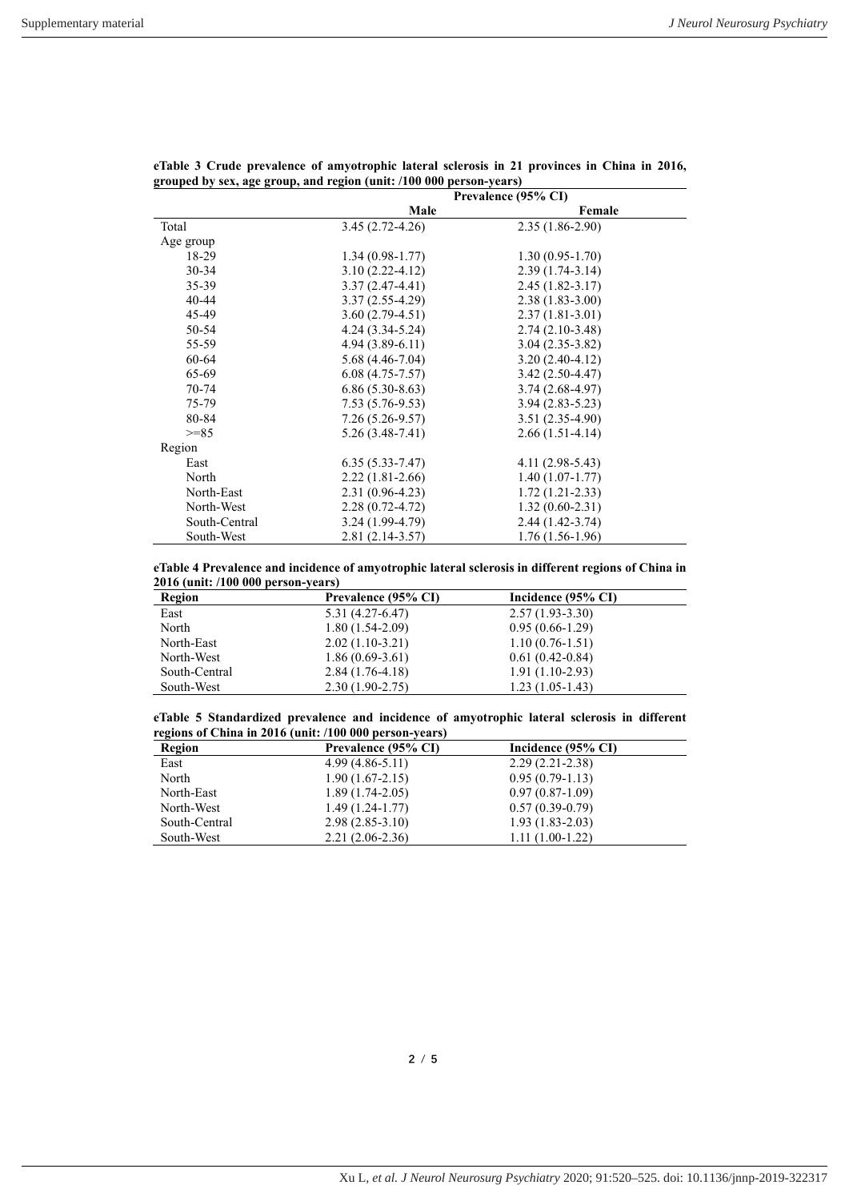**eTable 3 Crude prevalence of amyotrophic lateral sclerosis in 21 provinces in China in 2016, grouped by sex, age group, and region (unit: /100 000 person-years)**

| | Prevalence (95% CI) | |
|---|---|---|
| | Male | Female |
| Total | 3.45 (2.72-4.26) | 2.35 (1.86-2.90) |
| Age group | | |
| 18-29 | 1.34 (0.98-1.77) | 1.30 (0.95-1.70) |
| 30-34 | 3.10 (2.22-4.12) | 2.39 (1.74-3.14) |
| 35-39 | 3.37 (2.47-4.41) | 2.45 (1.82-3.17) |
| 40-44 | 3.37 (2.55-4.29) | 2.38 (1.83-3.00) |
| 45-49 | 3.60 (2.79-4.51) | 2.37 (1.81-3.01) |
| 50-54 | 4.24 (3.34-5.24) | 2.74 (2.10-3.48) |
| 55-59 | 4.94 (3.89-6.11) | 3.04 (2.35-3.82) |
| 60-64 | 5.68 (4.46-7.04) | 3.20 (2.40-4.12) |
| 65-69 | 6.08 (4.75-7.57) | 3.42 (2.50-4.47) |
| 70-74 | 6.86 (5.30-8.63) | 3.74 (2.68-4.97) |
| 75-79 | 7.53 (5.76-9.53) | 3.94 (2.83-5.23) |
| 80-84 | 7.26 (5.26-9.57) | 3.51 (2.35-4.90) |
| >=85 | 5.26 (3.48-7.41) | 2.66 (1.51-4.14) |
| Region | | |
| East | 6.35 (5.33-7.47) | 4.11 (2.98-5.43) |
| North | 2.22 (1.81-2.66) | 1.40 (1.07-1.77) |
| North-East | 2.31 (0.96-4.23) | 1.72 (1.21-2.33) |
| North-West | 2.28 (0.72-4.72) | 1.32 (0.60-2.31) |
| South-Central | 3.24 (1.99-4.79) | 2.44 (1.42-3.74) |
| South-West | 2.81 (2.14-3.57) | 1.76 (1.56-1.96) |

**eTable 4 Prevalence and incidence of amyotrophic lateral sclerosis in different regions of China in 2016 (unit: /100 000 person-years)**

| Region | Prevalence (95% CI) | Incidence (95% CI) |
|---|---|---|
| East | 5.31 (4.27-6.47) | 2.57 (1.93-3.30) |
| North | 1.80 (1.54-2.09) | 0.95 (0.66-1.29) |
| North-East | 2.02 (1.10-3.21) | 1.10 (0.76-1.51) |
| North-West | 1.86 (0.69-3.61) | 0.61 (0.42-0.84) |
| South-Central | 2.84 (1.76-4.18) | 1.91 (1.10-2.93) |
| South-West | 2.30 (1.90-2.75) | 1.23 (1.05-1.43) |

**eTable 5 Standardized prevalence and incidence of amyotrophic lateral sclerosis in different regions of China in 2016 (unit: /100 000 person-years)**

| Region | Prevalence (95% CI) | Incidence (95% CI) |
|---|---|---|
| East | 4.99 (4.86-5.11) | 2.29 (2.21-2.38) |
| North | 1.90 (1.67-2.15) | 0.95 (0.79-1.13) |
| North-East | 1.89 (1.74-2.05) | 0.97 (0.87-1.09) |
| North-West | 1.49 (1.24-1.77) | 0.57 (0.39-0.79) |
| South-Central | 2.98 (2.85-3.10) | 1.93 (1.83-2.03) |
| South-West | 2.21 (2.06-2.36) | 1.11 (1.00-1.22) |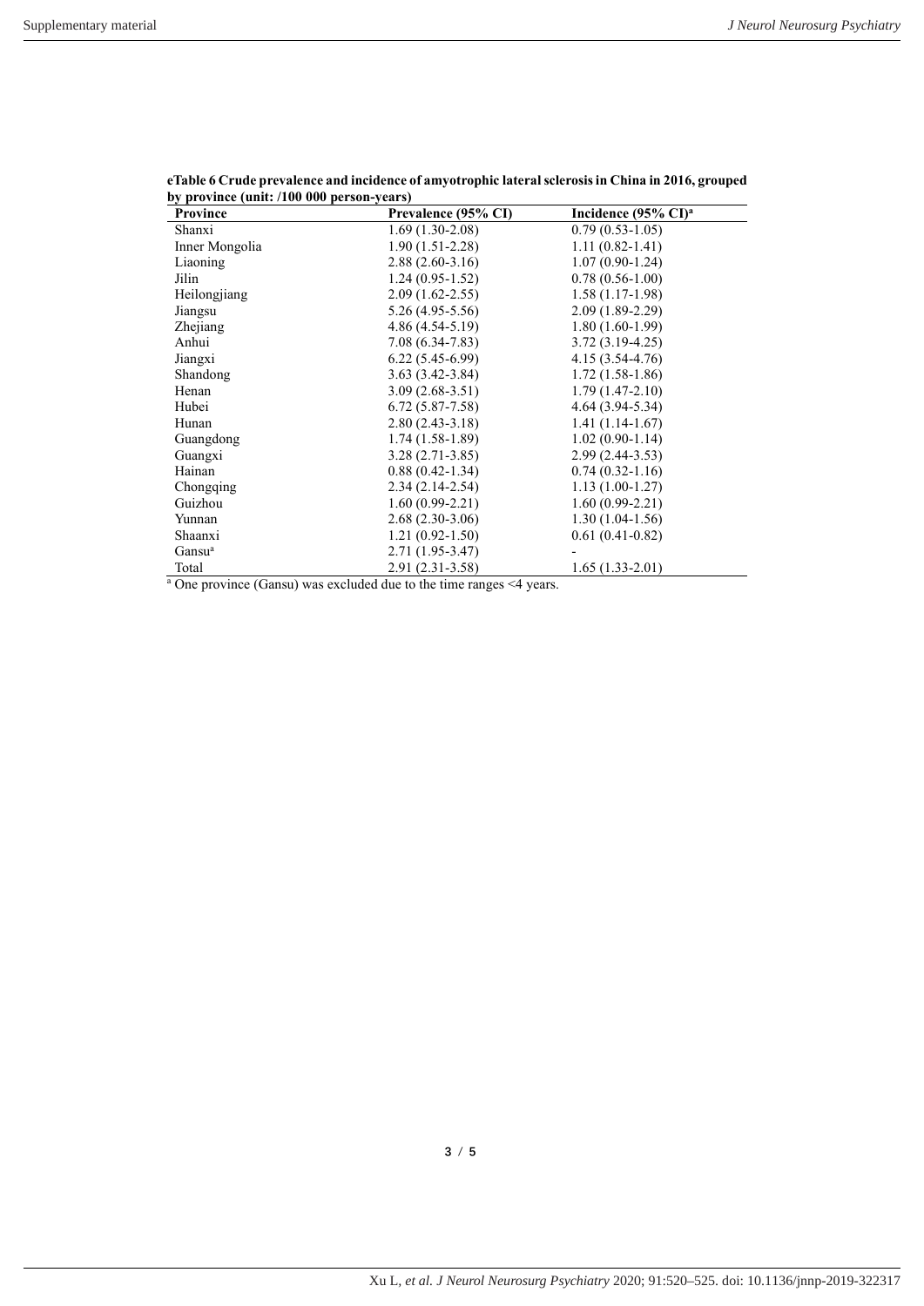**eTable 6 Crude prevalence and incidence of amyotrophic lateral sclerosis in China in 2016, grouped by province (unit: /100 000 person-years)**

| Province | Prevalence (95% CI) | Incidence (95% CI)[a] |
|---|---|---|
| Shanxi | 1.69 (1.30-2.08) | 0.79 (0.53-1.05) |
| Inner Mongolia | 1.90 (1.51-2.28) | 1.11 (0.82-1.41) |
| Liaoning | 2.88 (2.60-3.16) | 1.07 (0.90-1.24) |
| Jilin | 1.24 (0.95-1.52) | 0.78 (0.56-1.00) |
| Heilongjiang | 2.09 (1.62-2.55) | 1.58 (1.17-1.98) |
| Jiangsu | 5.26 (4.95-5.56) | 2.09 (1.89-2.29) |
| Zhejiang | 4.86 (4.54-5.19) | 1.80 (1.60-1.99) |
| Anhui | 7.08 (6.34-7.83) | 3.72 (3.19-4.25) |
| Jiangxi | 6.22 (5.45-6.99) | 4.15 (3.54-4.76) |
| Shandong | 3.63 (3.42-3.84) | 1.72 (1.58-1.86) |
| Henan | 3.09 (2.68-3.51) | 1.79 (1.47-2.10) |
| Hubei | 6.72 (5.87-7.58) | 4.64 (3.94-5.34) |
| Hunan | 2.80 (2.43-3.18) | 1.41 (1.14-1.67) |
| Guangdong | 1.74 (1.58-1.89) | 1.02 (0.90-1.14) |
| Guangxi | 3.28 (2.71-3.85) | 2.99 (2.44-3.53) |
| Hainan | 0.88 (0.42-1.34) | 0.74 (0.32-1.16) |
| Chongqing | 2.34 (2.14-2.54) | 1.13 (1.00-1.27) |
| Guizhou | 1.60 (0.99-2.21) | 1.60 (0.99-2.21) |
| Yunnan | 2.68 (2.30-3.06) | 1.30 (1.04-1.56) |
| Shaanxi | 1.21 (0.92-1.50) | 0.61 (0.41-0.82) |
| Gansu[a] | 2.71 (1.95-3.47) | - |
| Total | 2.91 (2.31-3.58) | 1.65 (1.33-2.01) |

[a] One province (Gansu) was excluded due to the time ranges <4 years.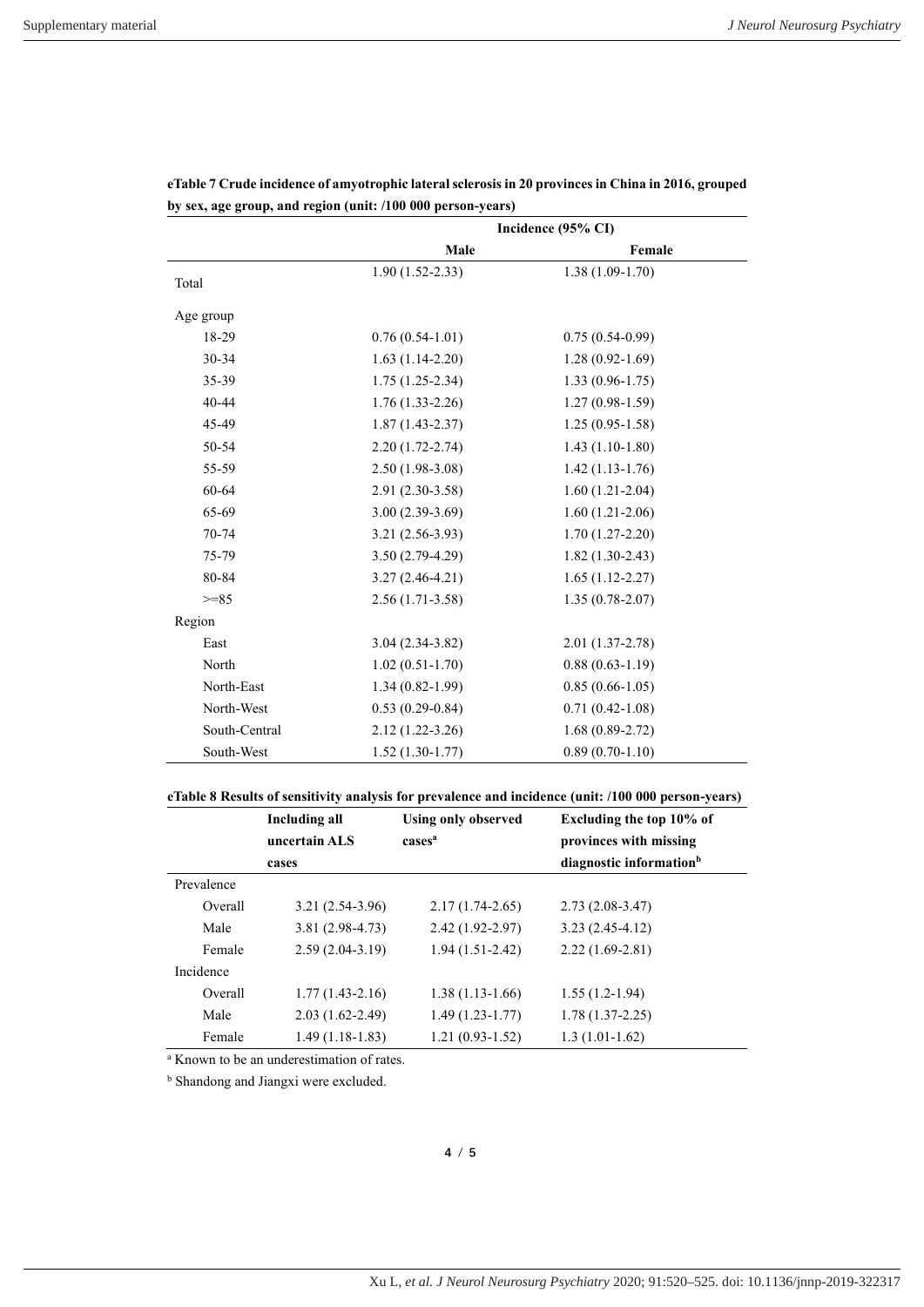**eTable 7 Crude incidence of amyotrophic lateral sclerosis in 20 provinces in China in 2016, grouped by sex, age group, and region (unit: /100 000 person-years)**

| | Incidence (95% CI) | |
|---|---|---|
| | **Male** | **Female** |
| Total | 1.90 (1.52-2.33) | 1.38 (1.09-1.70) |
| Age group | | |
| 18-29 | 0.76 (0.54-1.01) | 0.75 (0.54-0.99) |
| 30-34 | 1.63 (1.14-2.20) | 1.28 (0.92-1.69) |
| 35-39 | 1.75 (1.25-2.34) | 1.33 (0.96-1.75) |
| 40-44 | 1.76 (1.33-2.26) | 1.27 (0.98-1.59) |
| 45-49 | 1.87 (1.43-2.37) | 1.25 (0.95-1.58) |
| 50-54 | 2.20 (1.72-2.74) | 1.43 (1.10-1.80) |
| 55-59 | 2.50 (1.98-3.08) | 1.42 (1.13-1.76) |
| 60-64 | 2.91 (2.30-3.58) | 1.60 (1.21-2.04) |
| 65-69 | 3.00 (2.39-3.69) | 1.60 (1.21-2.06) |
| 70-74 | 3.21 (2.56-3.93) | 1.70 (1.27-2.20) |
| 75-79 | 3.50 (2.79-4.29) | 1.82 (1.30-2.43) |
| 80-84 | 3.27 (2.46-4.21) | 1.65 (1.12-2.27) |
| >=85 | 2.56 (1.71-3.58) | 1.35 (0.78-2.07) |
| Region | | |
| East | 3.04 (2.34-3.82) | 2.01 (1.37-2.78) |
| North | 1.02 (0.51-1.70) | 0.88 (0.63-1.19) |
| North-East | 1.34 (0.82-1.99) | 0.85 (0.66-1.05) |
| North-West | 0.53 (0.29-0.84) | 0.71 (0.42-1.08) |
| South-Central | 2.12 (1.22-3.26) | 1.68 (0.89-2.72) |
| South-West | 1.52 (1.30-1.77) | 0.89 (0.70-1.10) |

**eTable 8 Results of sensitivity analysis for prevalence and incidence (unit: /100 000 person-years)**

| | **Including all uncertain ALS cases** | **Using only observed cases[a]** | **Excluding the top 10% of provinces with missing diagnostic information[b]** |
|---|---|---|---|
| Prevalence | | | |
| Overall | 3.21 (2.54-3.96) | 2.17 (1.74-2.65) | 2.73 (2.08-3.47) |
| Male | 3.81 (2.98-4.73) | 2.42 (1.92-2.97) | 3.23 (2.45-4.12) |
| Female | 2.59 (2.04-3.19) | 1.94 (1.51-2.42) | 2.22 (1.69-2.81) |
| Incidence | | | |
| Overall | 1.77 (1.43-2.16) | 1.38 (1.13-1.66) | 1.55 (1.2-1.94) |
| Male | 2.03 (1.62-2.49) | 1.49 (1.23-1.77) | 1.78 (1.37-2.25) |
| Female | 1.49 (1.18-1.83) | 1.21 (0.93-1.52) | 1.3 (1.01-1.62) |

[a] Known to be an underestimation of rates.

[b] Shandong and Jiangxi were excluded.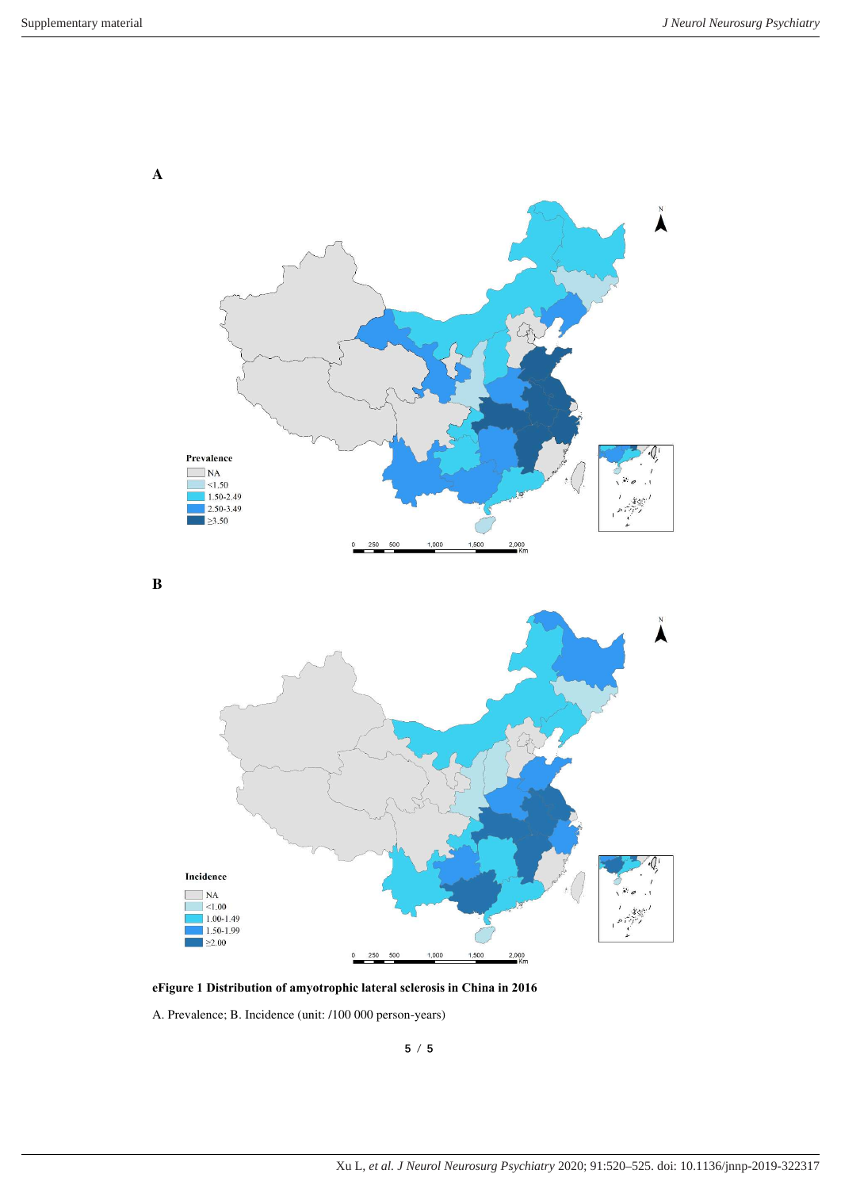A

Prevalence

NA

<1.50

1.50-2.49

2.50-3.49

≥3.50

0 250 500 1,000 1,500 2,000 Km

B

Incidence

NA

<1.00

1.00-1.49

1.50-1.99

≥2.00

0 250 500 1,000 1,500 2,000 Km

**eFigure 1 Distribution of amyotrophic lateral sclerosis in China in 2016**

A. Prevalence; B. Incidence (unit: /100 000 person-years)